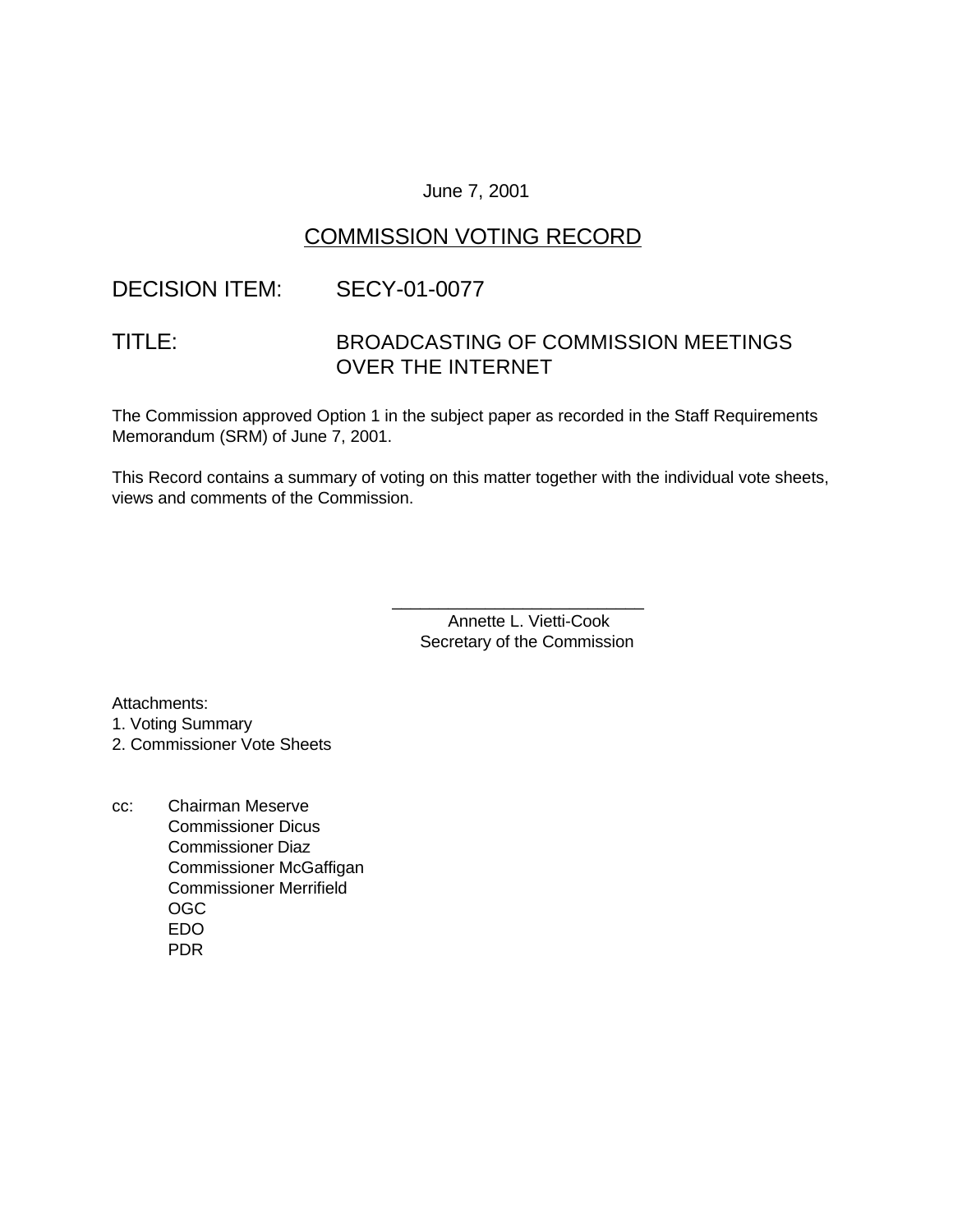June 7, 2001

## COMMISSION VOTING RECORD

DECISION ITEM: SECY-01-0077

TITLE: BROADCASTING OF COMMISSION MEETINGS OVER THE INTERNET

The Commission approved Option 1 in the subject paper as recorded in the Staff Requirements Memorandum (SRM) of June 7, 2001.

This Record contains a summary of voting on this matter together with the individual vote sheets, views and comments of the Commission.

\_\_\_\_\_\_\_\_\_\_\_\_\_\_\_\_\_\_\_\_\_\_\_\_\_\_\_\_

Annette L. Vietti-Cook
Secretary of the Commission

Attachments:
1. Voting Summary
2. Commissioner Vote Sheets

cc: Chairman Meserve
Commissioner Dicus
Commissioner Diaz
Commissioner McGaffigan
Commissioner Merrifield
OGC
EDO
PDR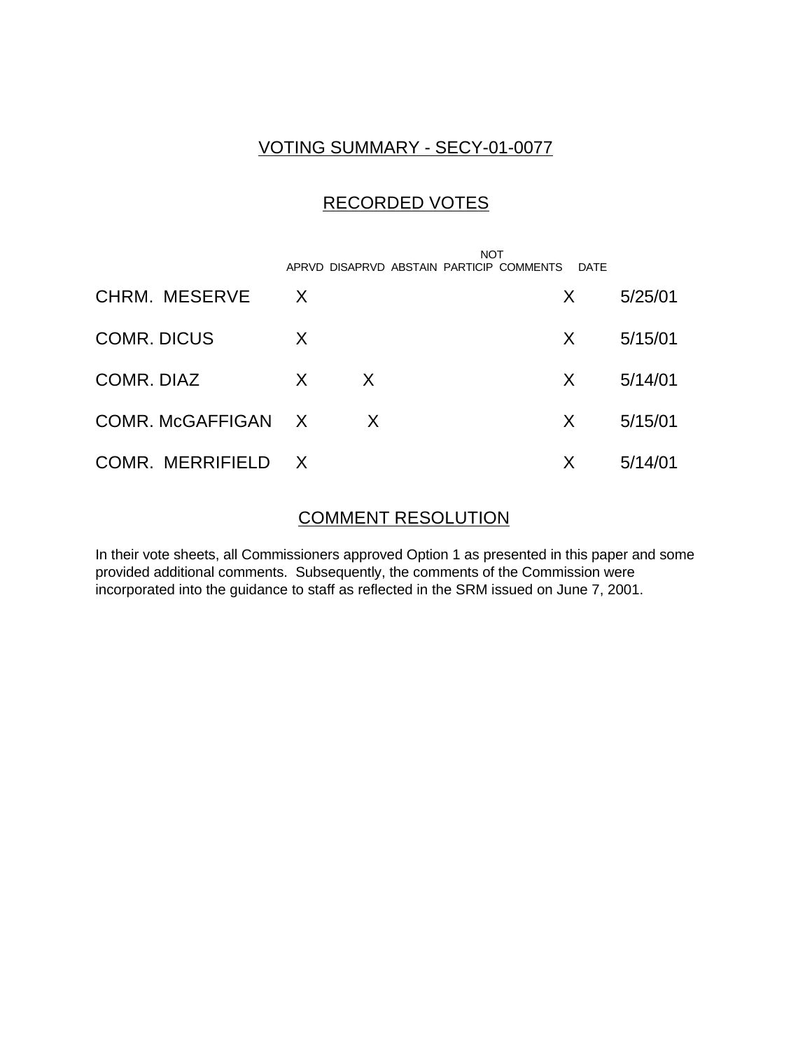# VOTING SUMMARY - SECY-01-0077

## RECORDED VOTES

| | APRVD | DISAPRVD | ABSTAIN | NOT PARTICIP | COMMENTS | DATE |
|---|---|---|---|---|---|---|
| CHRM. MESERVE | X | | | | X | 5/25/01 |
| COMR. DICUS | X | | | | X | 5/15/01 |
| COMR. DIAZ | X | X | | | X | 5/14/01 |
| COMR. McGAFFIGAN | X | X | | | X | 5/15/01 |
| COMR. MERRIFIELD | X | | | | X | 5/14/01 |

## COMMENT RESOLUTION

In their vote sheets, all Commissioners approved Option 1 as presented in this paper and some provided additional comments. Subsequently, the comments of the Commission were incorporated into the guidance to staff as reflected in the SRM issued on June 7, 2001.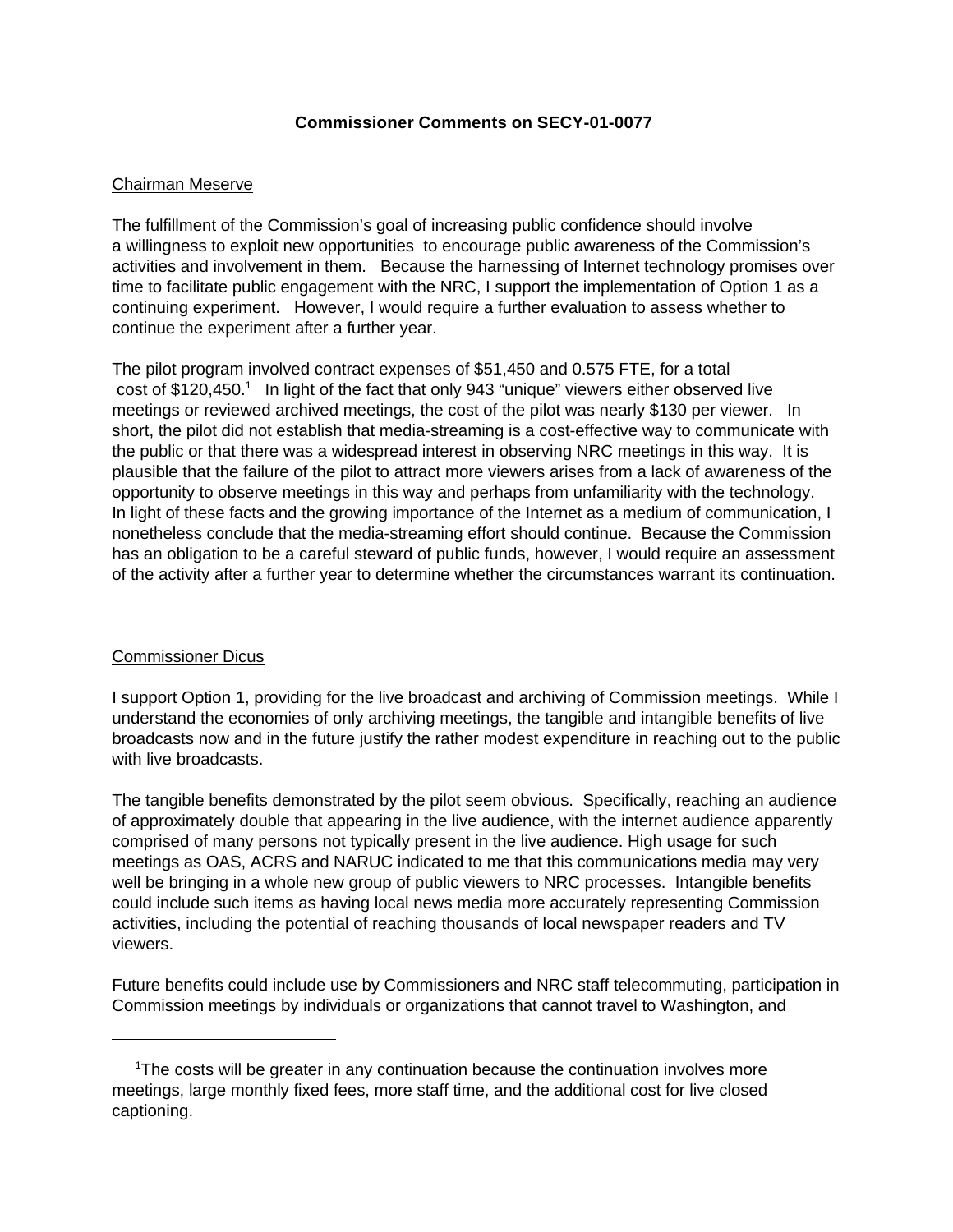**Commissioner Comments on SECY-01-0077**

Chairman Meserve

The fulfillment of the Commission's goal of increasing public confidence should involve a willingness to exploit new opportunities to encourage public awareness of the Commission's activities and involvement in them. Because the harnessing of Internet technology promises over time to facilitate public engagement with the NRC, I support the implementation of Option 1 as a continuing experiment. However, I would require a further evaluation to assess whether to continue the experiment after a further year.

The pilot program involved contract expenses of $51,450 and 0.575 FTE, for a total cost of $120,450.[1] In light of the fact that only 943 "unique" viewers either observed live meetings or reviewed archived meetings, the cost of the pilot was nearly $130 per viewer. In short, the pilot did not establish that media-streaming is a cost-effective way to communicate with the public or that there was a widespread interest in observing NRC meetings in this way. It is plausible that the failure of the pilot to attract more viewers arises from a lack of awareness of the opportunity to observe meetings in this way and perhaps from unfamiliarity with the technology. In light of these facts and the growing importance of the Internet as a medium of communication, I nonetheless conclude that the media-streaming effort should continue. Because the Commission has an obligation to be a careful steward of public funds, however, I would require an assessment of the activity after a further year to determine whether the circumstances warrant its continuation.

Commissioner Dicus

I support Option 1, providing for the live broadcast and archiving of Commission meetings. While I understand the economies of only archiving meetings, the tangible and intangible benefits of live broadcasts now and in the future justify the rather modest expenditure in reaching out to the public with live broadcasts.

The tangible benefits demonstrated by the pilot seem obvious. Specifically, reaching an audience of approximately double that appearing in the live audience, with the internet audience apparently comprised of many persons not typically present in the live audience. High usage for such meetings as OAS, ACRS and NARUC indicated to me that this communications media may very well be bringing in a whole new group of public viewers to NRC processes. Intangible benefits could include such items as having local news media more accurately representing Commission activities, including the potential of reaching thousands of local newspaper readers and TV viewers.

Future benefits could include use by Commissioners and NRC staff telecommuting, participation in Commission meetings by individuals or organizations that cannot travel to Washington, and

---

[1] The costs will be greater in any continuation because the continuation involves more meetings, large monthly fixed fees, more staff time, and the additional cost for live closed captioning.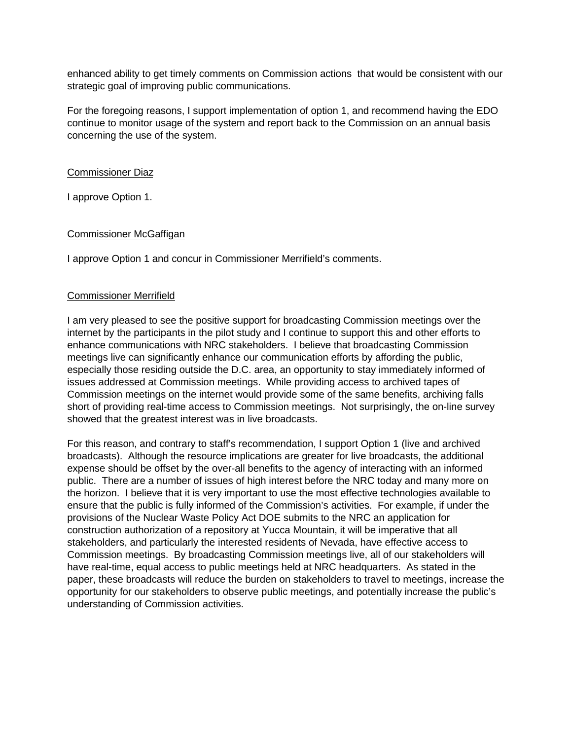enhanced ability to get timely comments on Commission actions that would be consistent with our strategic goal of improving public communications.

For the foregoing reasons, I support implementation of option 1, and recommend having the EDO continue to monitor usage of the system and report back to the Commission on an annual basis concerning the use of the system.

Commissioner Diaz

I approve Option 1.

Commissioner McGaffigan

I approve Option 1 and concur in Commissioner Merrifield's comments.

Commissioner Merrifield

I am very pleased to see the positive support for broadcasting Commission meetings over the internet by the participants in the pilot study and I continue to support this and other efforts to enhance communications with NRC stakeholders. I believe that broadcasting Commission meetings live can significantly enhance our communication efforts by affording the public, especially those residing outside the D.C. area, an opportunity to stay immediately informed of issues addressed at Commission meetings. While providing access to archived tapes of Commission meetings on the internet would provide some of the same benefits, archiving falls short of providing real-time access to Commission meetings. Not surprisingly, the on-line survey showed that the greatest interest was in live broadcasts.

For this reason, and contrary to staff's recommendation, I support Option 1 (live and archived broadcasts). Although the resource implications are greater for live broadcasts, the additional expense should be offset by the over-all benefits to the agency of interacting with an informed public. There are a number of issues of high interest before the NRC today and many more on the horizon. I believe that it is very important to use the most effective technologies available to ensure that the public is fully informed of the Commission's activities. For example, if under the provisions of the Nuclear Waste Policy Act DOE submits to the NRC an application for construction authorization of a repository at Yucca Mountain, it will be imperative that all stakeholders, and particularly the interested residents of Nevada, have effective access to Commission meetings. By broadcasting Commission meetings live, all of our stakeholders will have real-time, equal access to public meetings held at NRC headquarters. As stated in the paper, these broadcasts will reduce the burden on stakeholders to travel to meetings, increase the opportunity for our stakeholders to observe public meetings, and potentially increase the public's understanding of Commission activities.